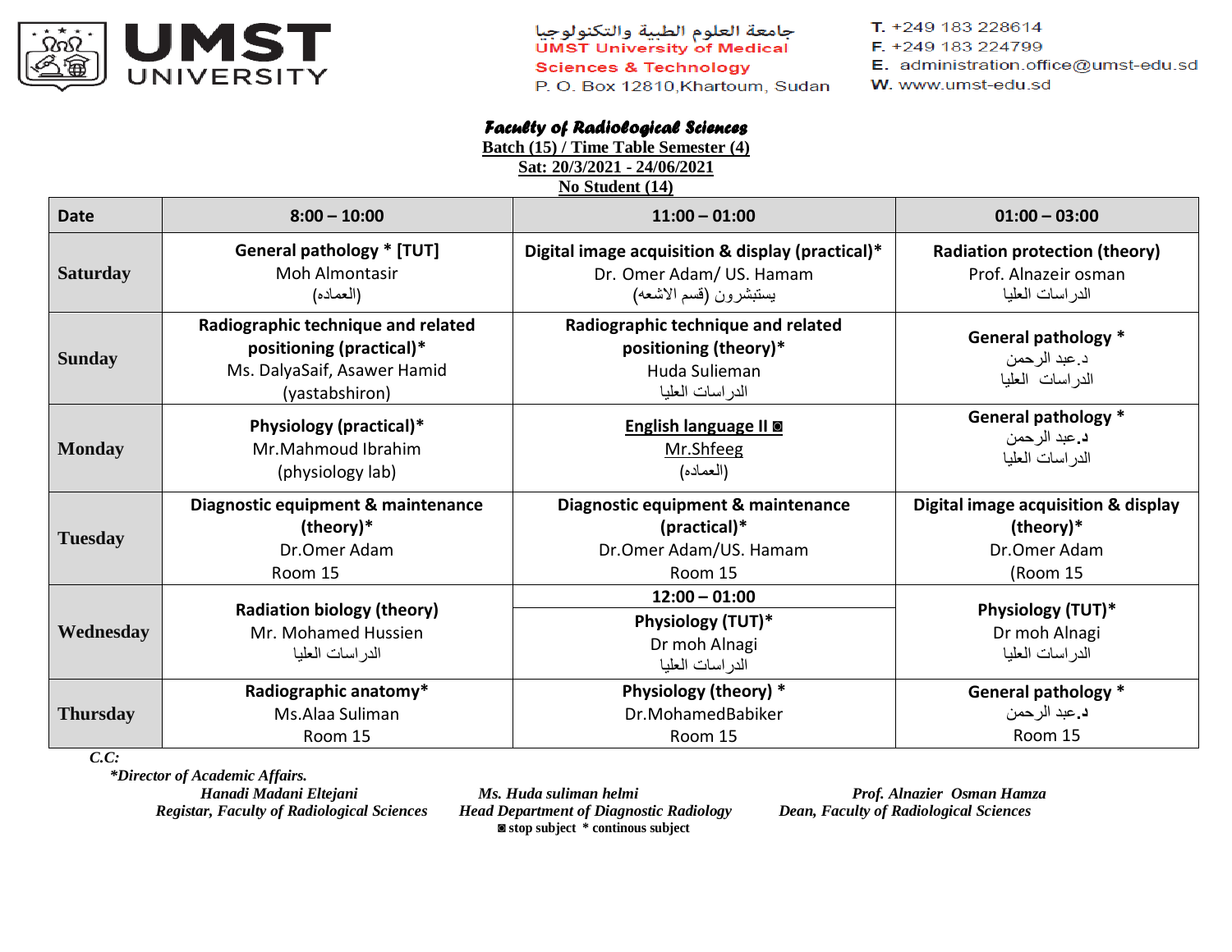UMST UNIVERSITY

جامعة العلوم الطبية والتكنولوجيا
UMST University of Medical Sciences & Technology
P. O. Box 12810,Khartoum, Sudan

T. +249 183 228614
F. +249 183 224799
E. administration.office@umst-edu.sd
W. www.umst-edu.sd

# Faculty of Radiological Sciences

**Batch (15) / Time Table Semester (4)**
**Sat: 20/3/2021 - 24/06/2021**
**No Student (14)**

| Date | 8:00 – 10:00 | 11:00 – 01:00 | 01:00 – 03:00 |
|---|---|---|---|
| **Saturday** | **General pathology * [TUT]**<br>Moh Almontasir<br>(العماده) | **Digital image acquisition & display (practical)***<br>Dr. Omer Adam/ US. Hamam<br>يستبشرون (قسم الاشعه) | **Radiation protection (theory)**<br>Prof. Alnazeir osman<br>الدراسات العليا |
| **Sunday** | **Radiographic technique and related positioning (practical)***<br>Ms. DalyaSaif, Asawer Hamid<br>(yastabshiron) | **Radiographic technique and related positioning (theory)***<br>Huda Sulieman<br>الدراسات العليا | **General pathology ***<br>د.عبد الرحمن<br>الدراسات العليا |
| **Monday** | **Physiology (practical)***<br>Mr.Mahmoud Ibrahim<br>(physiology lab) | **English language II ◙**<br>Mr.Shfeeg<br>(العماده) | **General pathology ***<br>د.عبد الرحمن<br>الدراسات العليا |
| **Tuesday** | **Diagnostic equipment & maintenance (theory)***<br>Dr.Omer Adam<br>Room 15 | **Diagnostic equipment & maintenance (practical)***<br>Dr.Omer Adam/US. Hamam<br>Room 15 | **Digital image acquisition & display (theory)***<br>Dr.Omer Adam<br>(Room 15 |
| **Wednesday** | **Radiation biology (theory)**<br>Mr. Mohamed Hussien<br>الدراسات العليا | **12:00 – 01:00**<br>**Physiology (TUT)***<br>Dr moh Alnagi<br>الدراسات العليا | **Physiology (TUT)***<br>Dr moh Alnagi<br>الدراسات العليا |
| **Thursday** | **Radiographic anatomy***<br>Ms.Alaa Suliman<br>Room 15 | **Physiology (theory) ***<br>Dr.MohamedBabiker<br>Room 15 | **General pathology ***<br>د.عبد الرحمن<br>Room 15 |

*C.C:*
*\*Director of Academic Affairs.*

*Hanadi Madani Eltejani*
*Registar, Faculty of Radiological Sciences*

*Ms. Huda suliman helmi*
*Head Department of Diagnostic Radiology*

*Prof. Alnazier Osman Hamza*
*Dean, Faculty of Radiological Sciences*

**◙ stop subject * continous subject**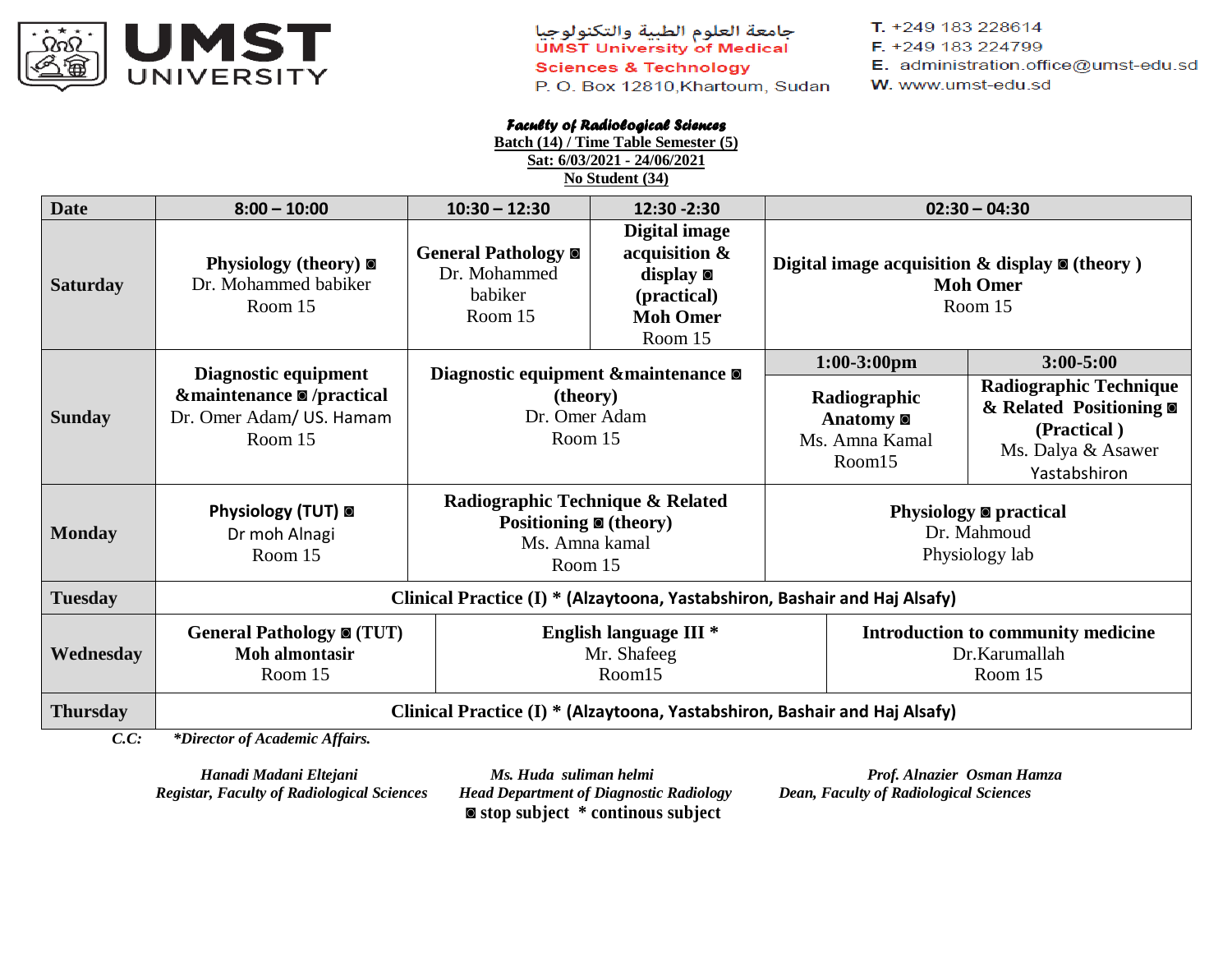UMST UNIVERSITY

جامعة العلوم الطبية والتكنولوجيا
UMST University of Medical Sciences & Technology
P. O. Box 12810,Khartoum, Sudan

T. +249 183 228614
F. +249 183 224799
E. administration.office@umst-edu.sd
W. www.umst-edu.sd

**Faculty of Radiological Sciences**
**Batch (14) / Time Table Semester (5)**
**Sat: 6/03/2021 - 24/06/2021**
**No Student (34)**

| Date | 8:00 – 10:00 | 10:30 – 12:30 | 12:30 -2:30 | 02:30 – 04:30 | |
|---|---|---|---|---|---|
| **Saturday** | **Physiology (theory) ◙** Dr. Mohammed babiker Room 15 | **General Pathology ◙** Dr. Mohammed babiker Room 15 | **Digital image acquisition & display ◙ (practical) Moh Omer** Room 15 | **Digital image acquisition & display ◙ (theory ) Moh Omer** Room 15 | |
| | | | | **1:00-3:00pm** | **3:00-5:00** |
| **Sunday** | **Diagnostic equipment &maintenance ◙ /practical** Dr. Omer Adam/ US. Hamam Room 15 | **Diagnostic equipment &maintenance ◙ (theory)** Dr. Omer Adam Room 15 | | **Radiographic Anatomy ◙** Ms. Amna Kamal Room15 | **Radiographic Technique & Related Positioning ◙ (Practical )** Ms. Dalya & Asawer Yastabshiron |
| **Monday** | **Physiology (TUT) ◙** Dr moh Alnagi Room 15 | **Radiographic Technique & Related Positioning ◙ (theory)** Ms. Amna kamal Room 15 | | **Physiology ◙ practical** Dr. Mahmoud Physiology lab | |
| **Tuesday** | **Clinical Practice (I) * (Alzaytoona, Yastabshiron, Bashair and Haj Alsafy)** | | | | |
| **Wednesday** | **General Pathology ◙ (TUT) Moh almontasir** Room 15 | **English language III *** Mr. Shafeeg Room15 | | **Introduction to community medicine** Dr.Karumallah Room 15 | |
| **Thursday** | **Clinical Practice (I) * (Alzaytoona, Yastabshiron, Bashair and Haj Alsafy)** | | | | |

***C.C:*** ***\*Director of Academic Affairs.***

*Hanadi Madani Eltejani*
*Registar, Faculty of Radiological Sciences*

*Ms. Huda suliman helmi*
*Head Department of Diagnostic Radiology*

*Prof. Alnazier Osman Hamza*
*Dean, Faculty of Radiological Sciences*

**◙ stop subject * continous subject**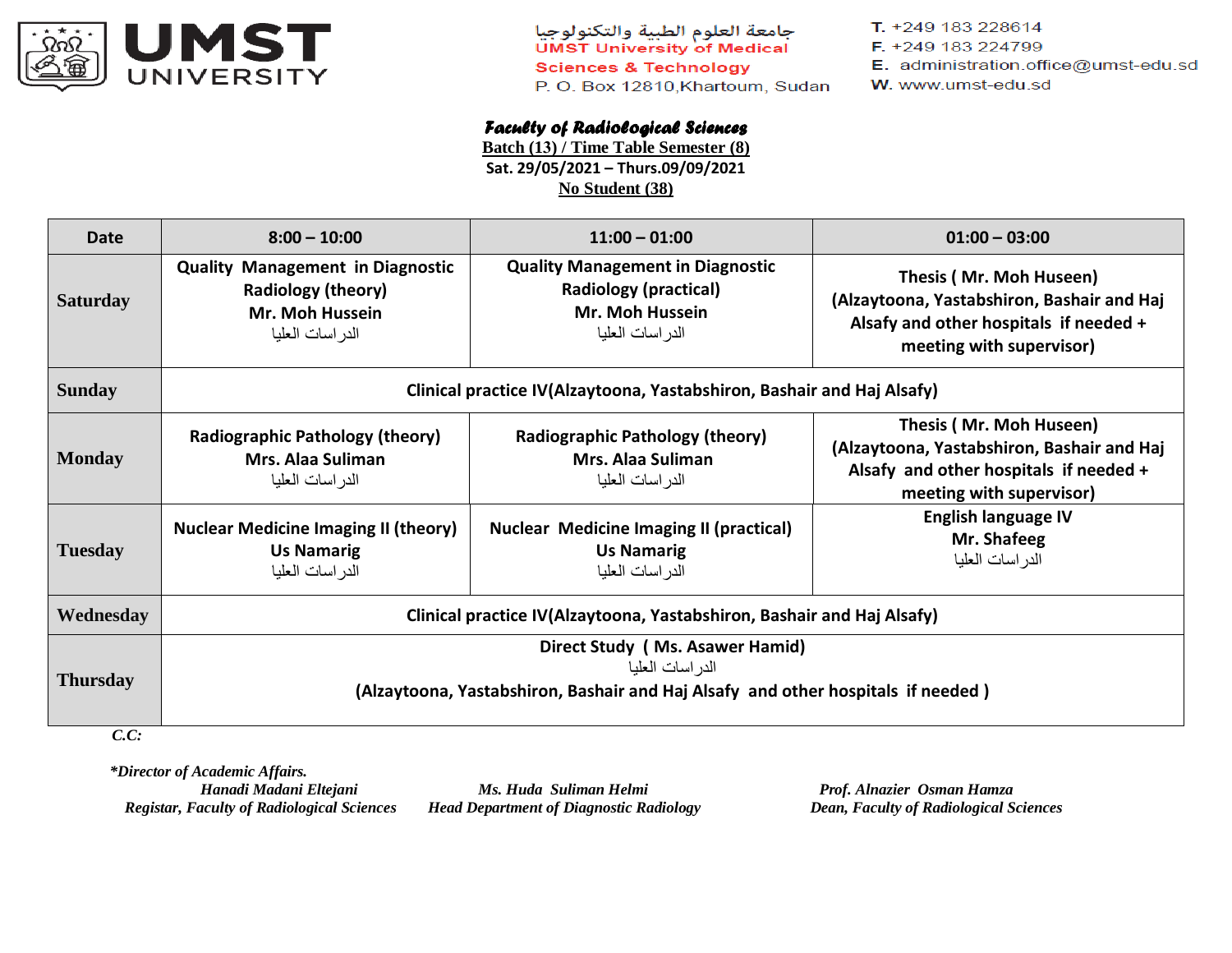UMST UNIVERSITY

جامعة العلوم الطبية والتكنولوجيا
UMST University of Medical Sciences & Technology
P. O. Box 12810,Khartoum, Sudan

T. +249 183 228614
F. +249 183 224799
E. administration.office@umst-edu.sd
W. www.umst-edu.sd

### *Faculty of Radiological Sciences*

**Batch (13) / Time Table Semester (8)**

**Sat. 29/05/2021 – Thurs.09/09/2021**

**No Student (38)**

| Date | 8:00 – 10:00 | 11:00 – 01:00 | 01:00 – 03:00 |
|---|---|---|---|
| Saturday | Quality Management in Diagnostic Radiology (theory) Mr. Moh Hussein الدراسات العليا | Quality Management in Diagnostic Radiology (practical) Mr. Moh Hussein الدراسات العليا | Thesis ( Mr. Moh Huseen) (Alzaytoona, Yastabshiron, Bashair and Haj Alsafy and other hospitals if needed + meeting with supervisor) |
| Sunday | Clinical practice IV(Alzaytoona, Yastabshiron, Bashair and Haj Alsafy) | | |
| Monday | Radiographic Pathology (theory) Mrs. Alaa Suliman الدراسات العليا | Radiographic Pathology (theory) Mrs. Alaa Suliman الدراسات العليا | Thesis ( Mr. Moh Huseen) (Alzaytoona, Yastabshiron, Bashair and Haj Alsafy and other hospitals if needed + meeting with supervisor) |
| Tuesday | Nuclear Medicine Imaging II (theory) Us Namarig الدراسات العليا | Nuclear Medicine Imaging II (practical) Us Namarig الدراسات العليا | English language IV Mr. Shafeeg الدراسات العليا |
| Wednesday | Clinical practice IV(Alzaytoona, Yastabshiron, Bashair and Haj Alsafy) | | |
| Thursday | Direct Study ( Ms. Asawer Hamid) الدراسات العليا (Alzaytoona, Yastabshiron, Bashair and Haj Alsafy and other hospitals if needed ) | | |

*C.C:*

*\*Director of Academic Affairs.*

*Hanadi Madani Eltejani*
*Registar, Faculty of Radiological Sciences*

*Ms. Huda Suliman Helmi*
*Head Department of Diagnostic Radiology*

*Prof. Alnazier Osman Hamza*
*Dean, Faculty of Radiological Sciences*